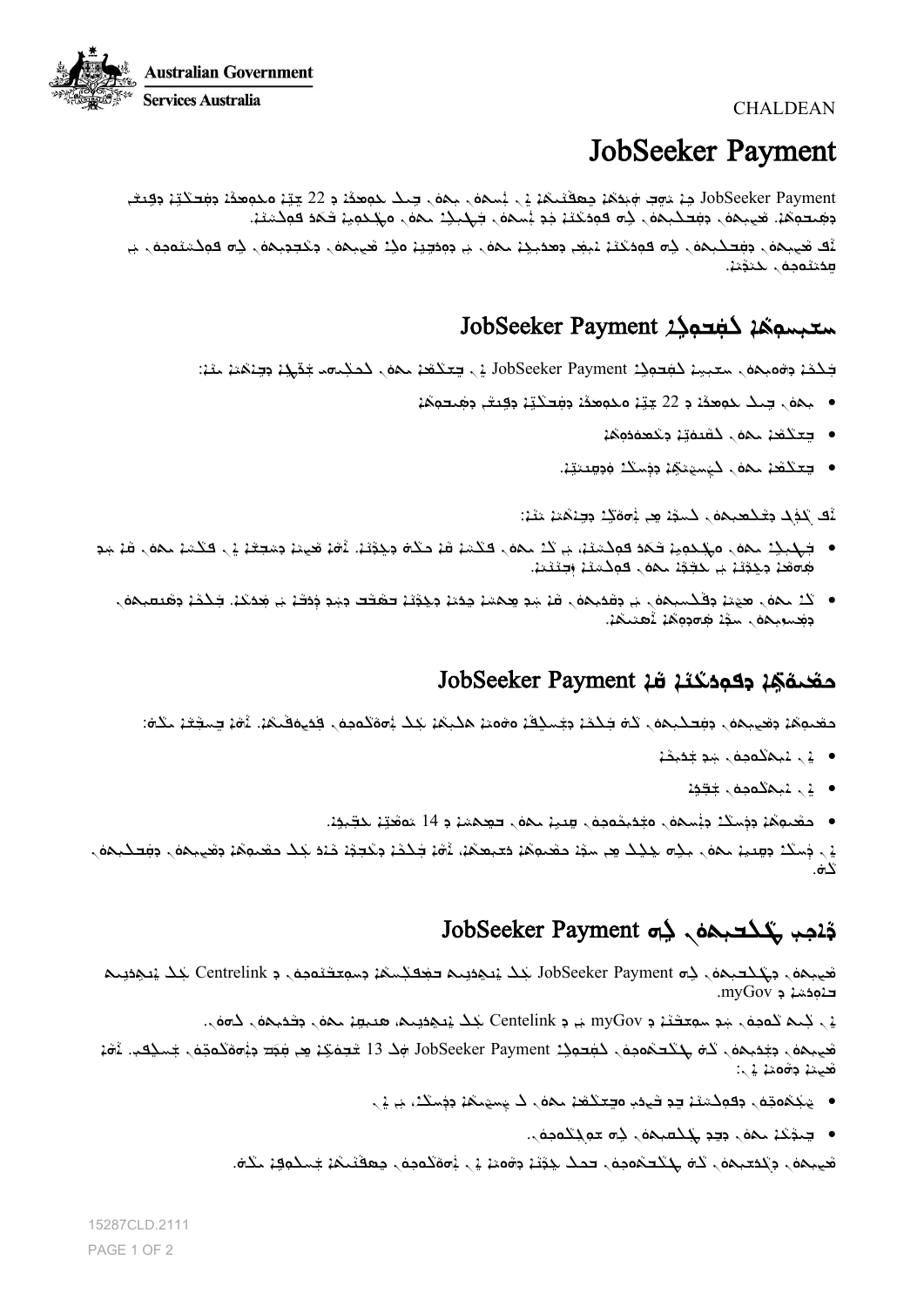CHALDEAN

# JobSeeker Payment

JobSeeker Payment … 22 …

## … JobSeeker Payment

… JobSeeker Payment …:

- … 22 …
- …
- …

…:

- …
- …

## … JobSeeker Payment

…:

- …
- …
- … 14 …

…

## … JobSeeker Payment

… JobSeeker Payment … Centrelink … myGov.

… myGov … Centelink …

… JobSeeker Payment … 13 …:

- …
- …

…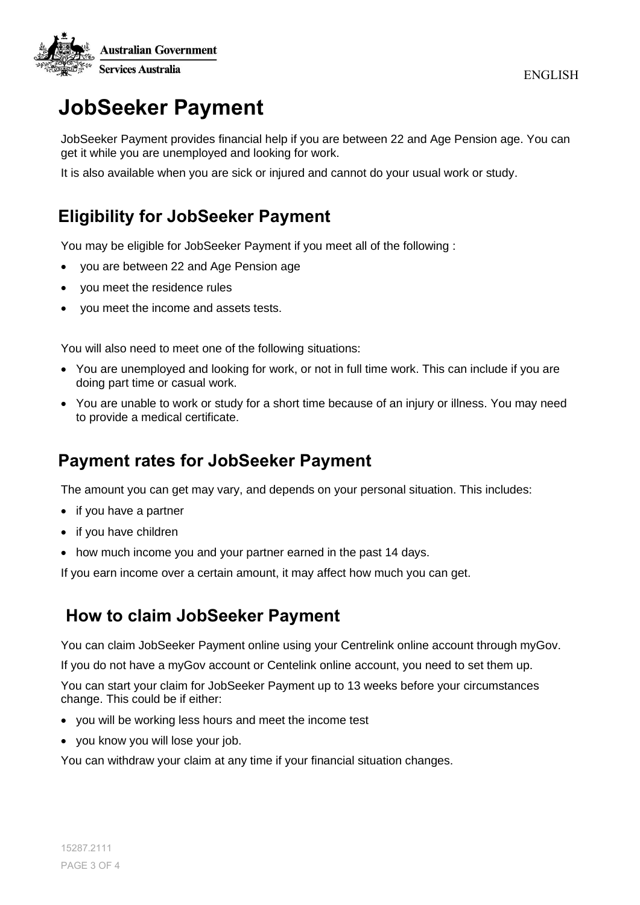# JobSeeker Payment

JobSeeker Payment provides financial help if you are between 22 and Age Pension age. You can get it while you are unemployed and looking for work.

It is also available when you are sick or injured and cannot do your usual work or study.

## Eligibility for JobSeeker Payment

You may be eligible for JobSeeker Payment if you meet all of the following :

- you are between 22 and Age Pension age
- you meet the residence rules
- you meet the income and assets tests.

You will also need to meet one of the following situations:

- You are unemployed and looking for work, or not in full time work. This can include if you are doing part time or casual work.
- You are unable to work or study for a short time because of an injury or illness. You may need to provide a medical certificate.

## Payment rates for JobSeeker Payment

The amount you can get may vary, and depends on your personal situation. This includes:

- if you have a partner
- if you have children
- how much income you and your partner earned in the past 14 days.

If you earn income over a certain amount, it may affect how much you can get.

## How to claim JobSeeker Payment

You can claim JobSeeker Payment online using your Centrelink online account through myGov.

If you do not have a myGov account or Centelink online account, you need to set them up.

You can start your claim for JobSeeker Payment up to 13 weeks before your circumstances change. This could be if either:

- you will be working less hours and meet the income test
- you know you will lose your job.

You can withdraw your claim at any time if your financial situation changes.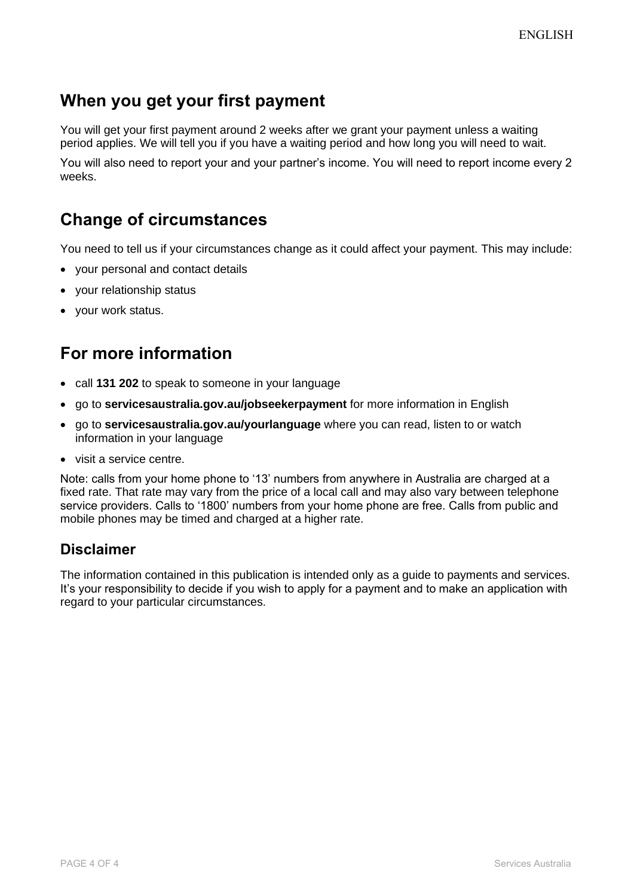## When you get your first payment

You will get your first payment around 2 weeks after we grant your payment unless a waiting period applies. We will tell you if you have a waiting period and how long you will need to wait.

You will also need to report your and your partner's income. You will need to report income every 2 weeks.

## Change of circumstances

You need to tell us if your circumstances change as it could affect your payment. This may include:

- your personal and contact details
- your relationship status
- your work status.

## For more information

- call **131 202** to speak to someone in your language
- go to **servicesaustralia.gov.au/jobseekerpayment** for more information in English
- go to **servicesaustralia.gov.au/yourlanguage** where you can read, listen to or watch information in your language
- visit a service centre.

Note: calls from your home phone to '13' numbers from anywhere in Australia are charged at a fixed rate. That rate may vary from the price of a local call and may also vary between telephone service providers. Calls to '1800' numbers from your home phone are free. Calls from public and mobile phones may be timed and charged at a higher rate.

### Disclaimer

The information contained in this publication is intended only as a guide to payments and services. It's your responsibility to decide if you wish to apply for a payment and to make an application with regard to your particular circumstances.